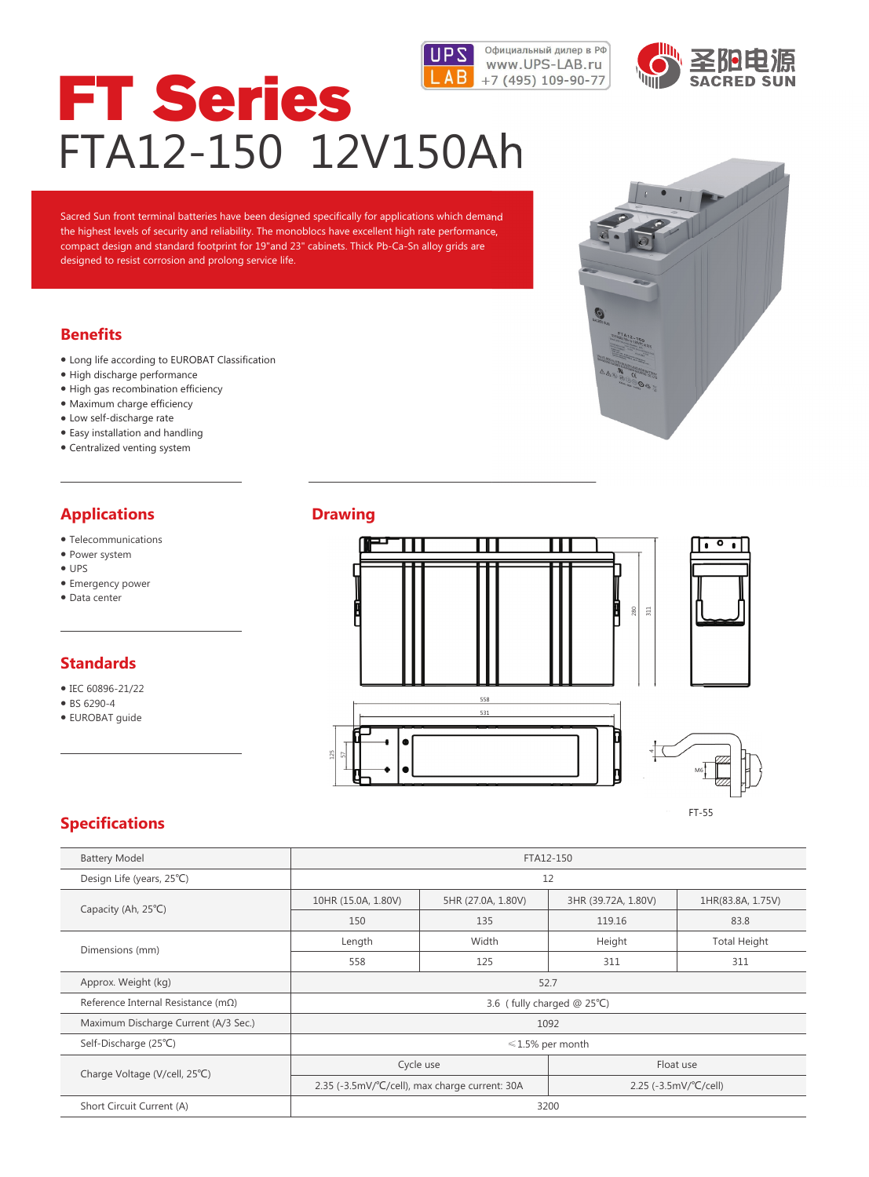Официальный дилер в РФ
www.UPS-LAB.ru
+7 (495) 109-90-77

圣阳电源 SACRED SUN

# FT Series

## FTA12-150 12V150Ah

Sacred Sun front terminal batteries have been designed specifically for applications which demand the highest levels of security and reliability. The monoblocs have excellent high rate performance, compact design and standard footprint for 19"and 23" cabinets. Thick Pb-Ca-Sn alloy grids are designed to resist corrosion and prolong service life.

## Benefits

- Long life according to EUROBAT Classification
- High discharge performance
- High gas recombination efficiency
- Maximum charge efficiency
- Low self-discharge rate
- Easy installation and handling
- Centralized venting system

## Applications

- Telecommunications
- Power system
- UPS
- Emergency power
- Data center

## Standards

- IEC 60896-21/22
- BS 6290-4
- EUROBAT guide

## Drawing

558
531
280
311
125
57
4
M6

FT-55

## Specifications

| Battery Model | FTA12-150 | | | |
|---|---|---|---|---|
| Design Life (years, 25℃) | 12 | | | |
| Capacity (Ah, 25℃) | 10HR (15.0A, 1.80V) | 5HR (27.0A, 1.80V) | 3HR (39.72A, 1.80V) | 1HR(83.8A, 1.75V) |
| | 150 | 135 | 119.16 | 83.8 |
| Dimensions (mm) | Length | Width | Height | Total Height |
| | 558 | 125 | 311 | 311 |
| Approx. Weight (kg) | 52.7 | | | |
| Reference Internal Resistance (mΩ) | 3.6 ( fully charged @ 25℃) | | | |
| Maximum Discharge Current (A/3 Sec.) | 1092 | | | |
| Self-Discharge (25℃) | ≤1.5% per month | | | |
| Charge Voltage (V/cell, 25℃) | Cycle use | | Float use | |
| | 2.35 (-3.5mV/℃/cell), max charge current: 30A | | 2.25 (-3.5mV/℃/cell) | |
| Short Circuit Current (A) | 3200 | | | |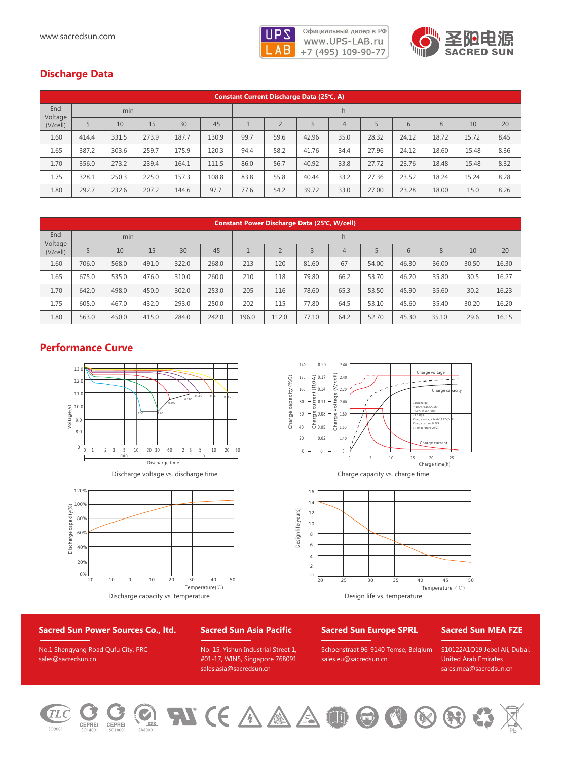## Discharge Data

| Constant Current Discharge Data (25℃, A) | | | | | | | | | | | | | | |
|---|---|---|---|---|---|---|---|---|---|---|---|---|---|---|
| End Voltage (V/cell) | min | | | | | h | | | | | | | | |
| | 5 | 10 | 15 | 30 | 45 | 1 | 2 | 3 | 4 | 5 | 6 | 8 | 10 | 20 |
| 1.60 | 414.4 | 331.5 | 273.9 | 187.7 | 130.9 | 99.7 | 59.6 | 42.96 | 35.0 | 28.32 | 24.12 | 18.72 | 15.72 | 8.45 |
| 1.65 | 387.2 | 303.6 | 259.7 | 175.9 | 120.3 | 94.4 | 58.2 | 41.76 | 34.4 | 27.96 | 24.12 | 18.60 | 15.48 | 8.36 |
| 1.70 | 356.0 | 273.2 | 239.4 | 164.1 | 111.5 | 86.0 | 56.7 | 40.92 | 33.8 | 27.72 | 23.76 | 18.48 | 15.48 | 8.32 |
| 1.75 | 328.1 | 250.3 | 225.0 | 157.3 | 108.8 | 83.8 | 55.8 | 40.44 | 33.2 | 27.36 | 23.52 | 18.24 | 15.24 | 8.28 |
| 1.80 | 292.7 | 232.6 | 207.2 | 144.6 | 97.7 | 77.6 | 54.2 | 39.72 | 33.0 | 27.00 | 23.28 | 18.00 | 15.0 | 8.26 |

| Constant Power Discharge Data (25℃, W/cell) | | | | | | | | | | | | | | |
|---|---|---|---|---|---|---|---|---|---|---|---|---|---|---|
| End Voltage (V/cell) | min | | | | | h | | | | | | | | |
| | 5 | 10 | 15 | 30 | 45 | 1 | 2 | 3 | 4 | 5 | 6 | 8 | 10 | 20 |
| 1.60 | 706.0 | 568.0 | 491.0 | 322.0 | 268.0 | 213 | 120 | 81.60 | 67 | 54.00 | 46.30 | 36.00 | 30.50 | 16.30 |
| 1.65 | 675.0 | 535.0 | 476.0 | 310.0 | 260.0 | 210 | 118 | 79.80 | 66.2 | 53.70 | 46.20 | 35.80 | 30.5 | 16.27 |
| 1.70 | 642.0 | 498.0 | 450.0 | 302.0 | 253.0 | 205 | 116 | 78.60 | 65.3 | 53.50 | 45.90 | 35.60 | 30.2 | 16.23 |
| 1.75 | 605.0 | 467.0 | 432.0 | 293.0 | 250.0 | 202 | 115 | 77.80 | 64.5 | 53.10 | 45.60 | 35.40 | 30.20 | 16.20 |
| 1.80 | 563.0 | 450.0 | 415.0 | 284.0 | 242.0 | 196.0 | 112.0 | 77.10 | 64.2 | 52.70 | 45.30 | 35.10 | 29.6 | 16.15 |

## Performance Curve

Voltage (V)
13.0
12.0
11.0
10.0
9.0
8.0
0
0 1 2 3 5 10 20 30 60 2 3 5 10 20 30
min h
Discharge time
2.0C 1.0C 0.6C 0.28C 0.1C 0.05C 0.05C

Discharge voltage vs. discharge time

Charge capacity (%C) 140 120 100 80 60 40 20 0
Charge current (I10A) 0.20 0.17 0.14 0.11 0.08 0.05 0.02 0
Charge voltage (V/cell) 2.60 2.40 2.20 2.00 1.80 1.60 1.40 0
0 5 10 15 20 25
Charge time(h)
Charge voltage
Charge capacity
Charge current
1 Discharge
100%(0.1CA*10h)
50%(0.1CA*5h)
2 Charge
Charge voltage 14.4V(2.27V/cell)
Charge current 0.2CA
3 Temperature 20℃

Charge capacity vs. charge time

Discharge capacity(%)
120%
100%
80%
60%
40%
20%
0%
-20 -10 0 10 20 30 40 50
Temperature(℃)

Discharge capacity vs. temperature

Design life(years)
16
14
12
10
8
6
4
2
0
20 25 30 35 40 45 50
Temperature (℃)

Design life vs. temperature

**Sacred Sun Power Sources Co., ltd.**
No.1 Shengyang Road Qufu City, PRC
sales@sacredsun.cn

**Sacred Sun Asia Pacific**
No. 15, Yishun Industrial Street 1, #01-17, WIN5, Singapore 768091
sales.asia@sacredsun.cn

**Sacred Sun Europe SPRL**
Schoenstraat 96-9140 Temse, Belgium
sales.eu@sacredsun.cn

**Sacred Sun MEA FZE**
S10122A1O19 Jebel Ali, Dubai, United Arab Emirates
sales.mea@sacredsun.cn

ISO9001 ISO14001 ISO18001 SA8000